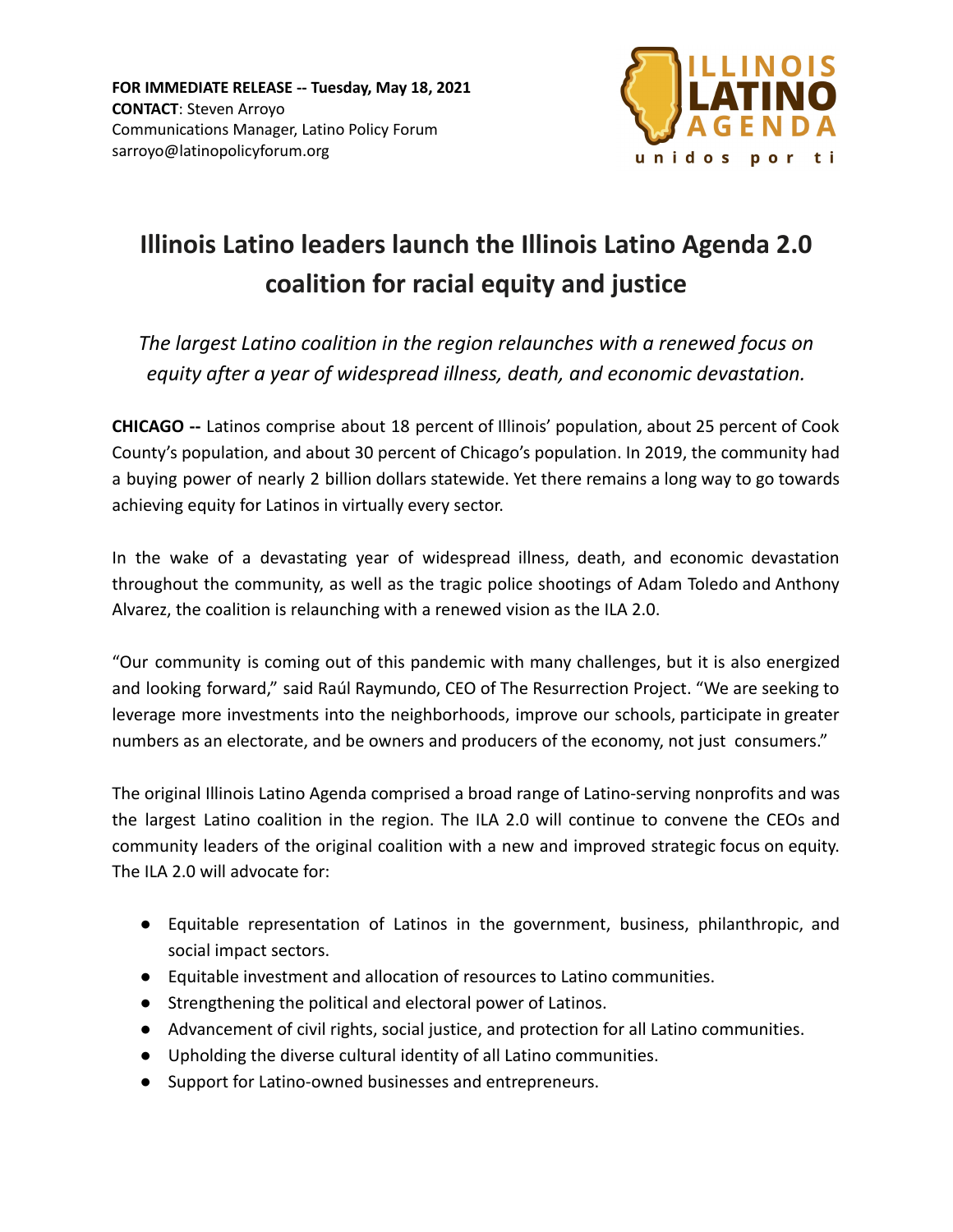**FOR IMMEDIATE RELEASE -- Tuesday, May 18, 2021**
**CONTACT**: Steven Arroyo
Communications Manager, Latino Policy Forum
sarroyo@latinopolicyforum.org

ILLINOIS LATINO AGENDA
unidos por ti

# Illinois Latino leaders launch the Illinois Latino Agenda 2.0 coalition for racial equity and justice

*The largest Latino coalition in the region relaunches with a renewed focus on equity after a year of widespread illness, death, and economic devastation.*

**CHICAGO --** Latinos comprise about 18 percent of Illinois' population, about 25 percent of Cook County's population, and about 30 percent of Chicago's population. In 2019, the community had a buying power of nearly 2 billion dollars statewide. Yet there remains a long way to go towards achieving equity for Latinos in virtually every sector.

In the wake of a devastating year of widespread illness, death, and economic devastation throughout the community, as well as the tragic police shootings of Adam Toledo and Anthony Alvarez, the coalition is relaunching with a renewed vision as the ILA 2.0.

"Our community is coming out of this pandemic with many challenges, but it is also energized and looking forward," said Raúl Raymundo, CEO of The Resurrection Project. "We are seeking to leverage more investments into the neighborhoods, improve our schools, participate in greater numbers as an electorate, and be owners and producers of the economy, not just consumers."

The original Illinois Latino Agenda comprised a broad range of Latino-serving nonprofits and was the largest Latino coalition in the region. The ILA 2.0 will continue to convene the CEOs and community leaders of the original coalition with a new and improved strategic focus on equity. The ILA 2.0 will advocate for:

- Equitable representation of Latinos in the government, business, philanthropic, and social impact sectors.
- Equitable investment and allocation of resources to Latino communities.
- Strengthening the political and electoral power of Latinos.
- Advancement of civil rights, social justice, and protection for all Latino communities.
- Upholding the diverse cultural identity of all Latino communities.
- Support for Latino-owned businesses and entrepreneurs.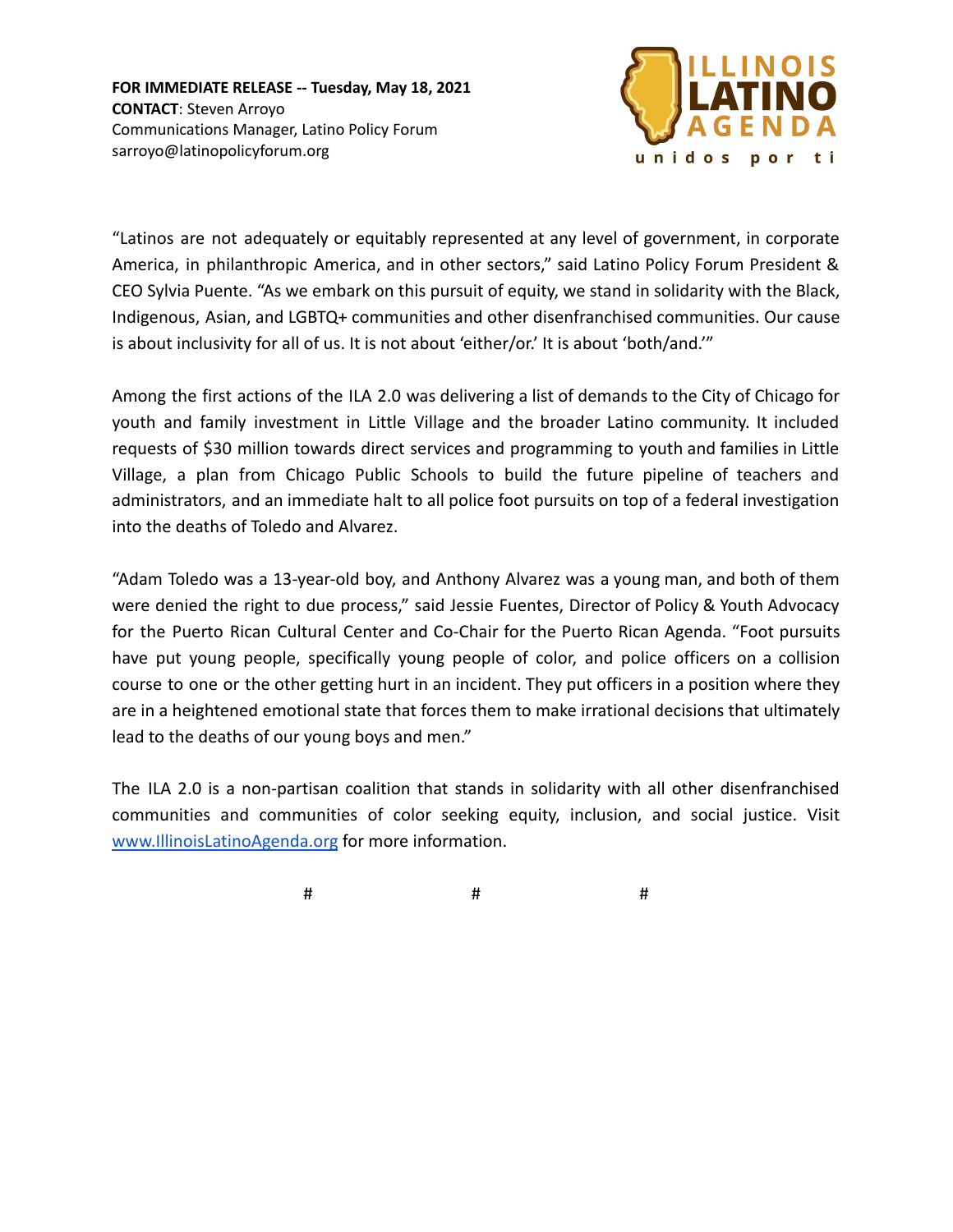**FOR IMMEDIATE RELEASE -- Tuesday, May 18, 2021**
**CONTACT**: Steven Arroyo
Communications Manager, Latino Policy Forum
sarroyo@latinopolicyforum.org

ILLINOIS LATINO AGENDA
unidos por ti

"Latinos are not adequately or equitably represented at any level of government, in corporate America, in philanthropic America, and in other sectors," said Latino Policy Forum President & CEO Sylvia Puente. "As we embark on this pursuit of equity, we stand in solidarity with the Black, Indigenous, Asian, and LGBTQ+ communities and other disenfranchised communities. Our cause is about inclusivity for all of us. It is not about 'either/or.' It is about 'both/and.'"

Among the first actions of the ILA 2.0 was delivering a list of demands to the City of Chicago for youth and family investment in Little Village and the broader Latino community. It included requests of $30 million towards direct services and programming to youth and families in Little Village, a plan from Chicago Public Schools to build the future pipeline of teachers and administrators, and an immediate halt to all police foot pursuits on top of a federal investigation into the deaths of Toledo and Alvarez.

"Adam Toledo was a 13-year-old boy, and Anthony Alvarez was a young man, and both of them were denied the right to due process," said Jessie Fuentes, Director of Policy & Youth Advocacy for the Puerto Rican Cultural Center and Co-Chair for the Puerto Rican Agenda. "Foot pursuits have put young people, specifically young people of color, and police officers on a collision course to one or the other getting hurt in an incident. They put officers in a position where they are in a heightened emotional state that forces them to make irrational decisions that ultimately lead to the deaths of our young boys and men."

The ILA 2.0 is a non-partisan coalition that stands in solidarity with all other disenfranchised communities and communities of color seeking equity, inclusion, and social justice. Visit [www.IllinoisLatinoAgenda.org](http://www.IllinoisLatinoAgenda.org) for more information.

\# # #